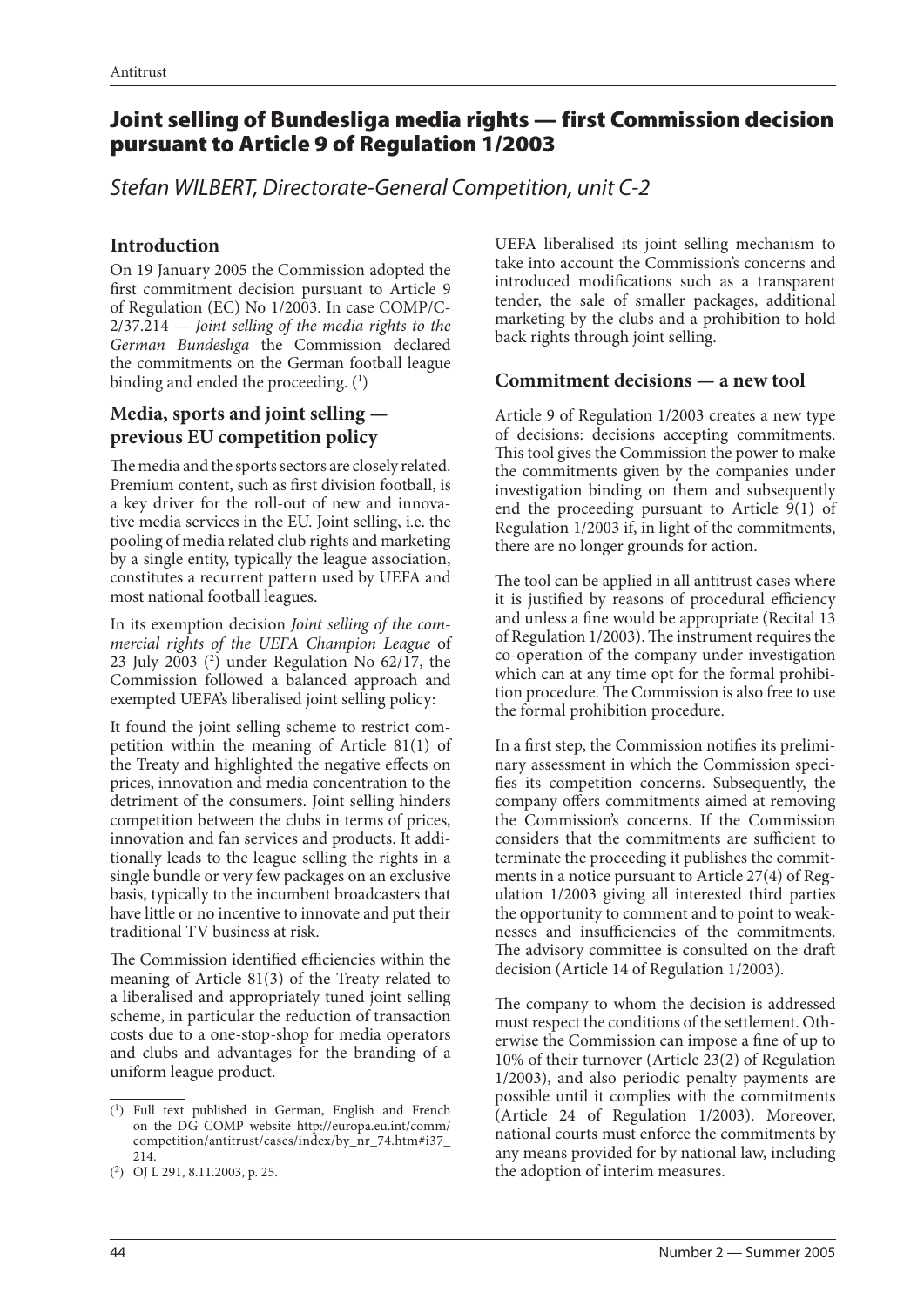# Joint selling of Bundesliga media rights — first Commission decision pursuant to Article 9 of Regulation 1/2003

*Stefan WILBERT, Directorate-General Competition, unit C-2*

## Introduction

On 19 January 2005 the Commission adopted the first commitment decision pursuant to Article 9 of Regulation (EC) No 1/2003. In case COMP/C-2/37.214 — *Joint selling of the media rights to the German Bundesliga* the Commission declared the commitments on the German football league binding and ended the proceeding. [1]

## Media, sports and joint selling — previous EU competition policy

The media and the sports sectors are closely related. Premium content, such as first division football, is a key driver for the roll-out of new and innovative media services in the EU. Joint selling, i.e. the pooling of media related club rights and marketing by a single entity, typically the league association, constitutes a recurrent pattern used by UEFA and most national football leagues.

In its exemption decision *Joint selling of the commercial rights of the UEFA Champion League* of 23 July 2003 [2] under Regulation No 62/17, the Commission followed a balanced approach and exempted UEFA's liberalised joint selling policy:

It found the joint selling scheme to restrict competition within the meaning of Article 81(1) of the Treaty and highlighted the negative effects on prices, innovation and media concentration to the detriment of the consumers. Joint selling hinders competition between the clubs in terms of prices, innovation and fan services and products. It additionally leads to the league selling the rights in a single bundle or very few packages on an exclusive basis, typically to the incumbent broadcasters that have little or no incentive to innovate and put their traditional TV business at risk.

The Commission identified efficiencies within the meaning of Article 81(3) of the Treaty related to a liberalised and appropriately tuned joint selling scheme, in particular the reduction of transaction costs due to a one-stop-shop for media operators and clubs and advantages for the branding of a uniform league product.

UEFA liberalised its joint selling mechanism to take into account the Commission's concerns and introduced modifications such as a transparent tender, the sale of smaller packages, additional marketing by the clubs and a prohibition to hold back rights through joint selling.

## Commitment decisions — a new tool

Article 9 of Regulation 1/2003 creates a new type of decisions: decisions accepting commitments. This tool gives the Commission the power to make the commitments given by the companies under investigation binding on them and subsequently end the proceeding pursuant to Article 9(1) of Regulation 1/2003 if, in light of the commitments, there are no longer grounds for action.

The tool can be applied in all antitrust cases where it is justified by reasons of procedural efficiency and unless a fine would be appropriate (Recital 13 of Regulation 1/2003). The instrument requires the co-operation of the company under investigation which can at any time opt for the formal prohibition procedure. The Commission is also free to use the formal prohibition procedure.

In a first step, the Commission notifies its preliminary assessment in which the Commission specifies its competition concerns. Subsequently, the company offers commitments aimed at removing the Commission's concerns. If the Commission considers that the commitments are sufficient to terminate the proceeding it publishes the commitments in a notice pursuant to Article 27(4) of Regulation 1/2003 giving all interested third parties the opportunity to comment and to point to weaknesses and insufficiencies of the commitments. The advisory committee is consulted on the draft decision (Article 14 of Regulation 1/2003).

The company to whom the decision is addressed must respect the conditions of the settlement. Otherwise the Commission can impose a fine of up to 10% of their turnover (Article 23(2) of Regulation 1/2003), and also periodic penalty payments are possible until it complies with the commitments (Article 24 of Regulation 1/2003). Moreover, national courts must enforce the commitments by any means provided for by national law, including the adoption of interim measures.

---

[1] Full text published in German, English and French on the DG COMP website http://europa.eu.int/comm/competition/antitrust/cases/index/by_nr_74.htm#i37_214.

[2] OJ L 291, 8.11.2003, p. 25.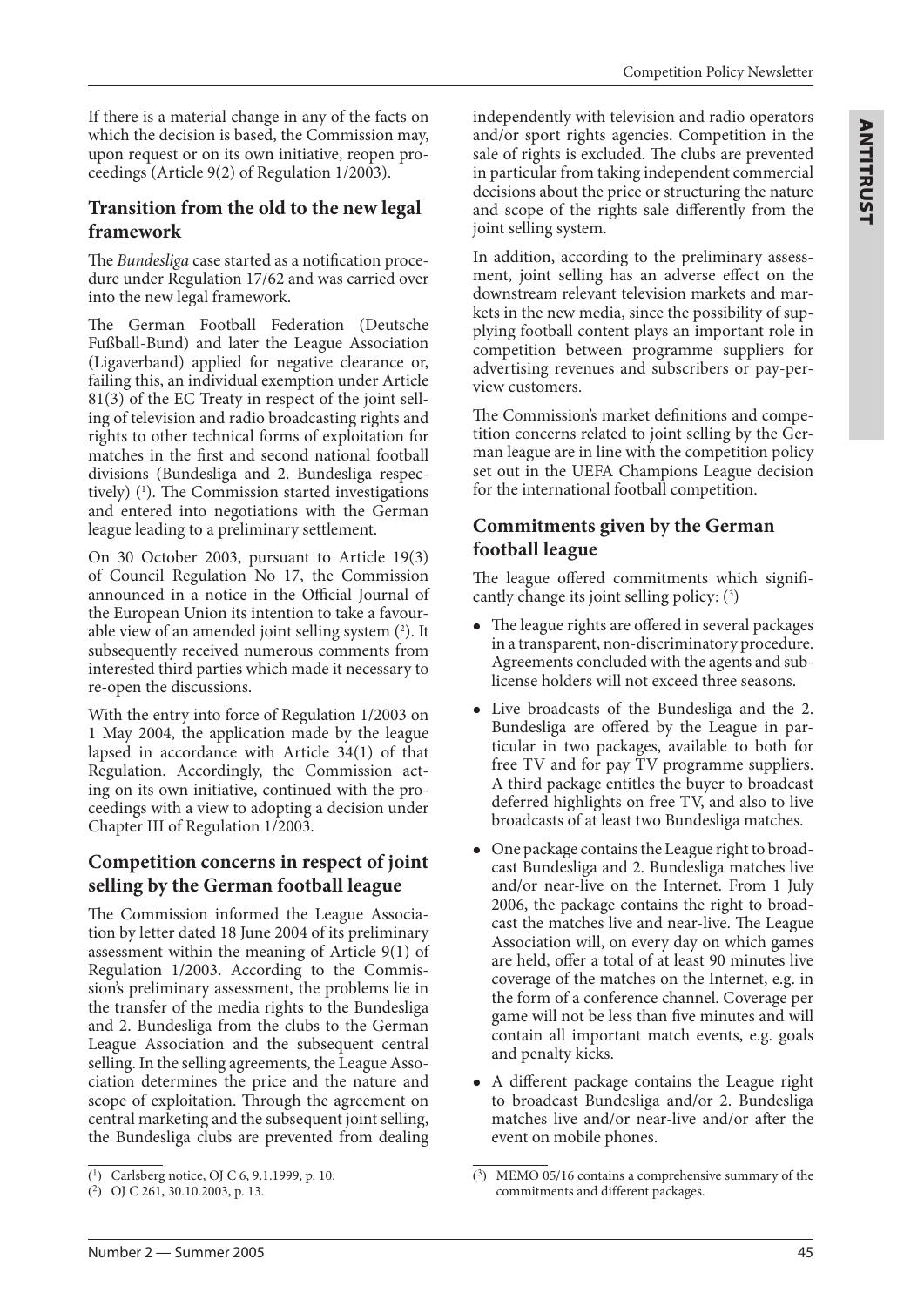If there is a material change in any of the facts on which the decision is based, the Commission may, upon request or on its own initiative, reopen proceedings (Article 9(2) of Regulation 1/2003).

## Transition from the old to the new legal framework

The *Bundesliga* case started as a notification procedure under Regulation 17/62 and was carried over into the new legal framework.

The German Football Federation (Deutsche Fußball-Bund) and later the League Association (Ligaverband) applied for negative clearance or, failing this, an individual exemption under Article 81(3) of the EC Treaty in respect of the joint selling of television and radio broadcasting rights and rights to other technical forms of exploitation for matches in the first and second national football divisions (Bundesliga and 2. Bundesliga respectively) [1]. The Commission started investigations and entered into negotiations with the German league leading to a preliminary settlement.

On 30 October 2003, pursuant to Article 19(3) of Council Regulation No 17, the Commission announced in a notice in the Official Journal of the European Union its intention to take a favourable view of an amended joint selling system [2]. It subsequently received numerous comments from interested third parties which made it necessary to re-open the discussions.

With the entry into force of Regulation 1/2003 on 1 May 2004, the application made by the league lapsed in accordance with Article 34(1) of that Regulation. Accordingly, the Commission acting on its own initiative, continued with the proceedings with a view to adopting a decision under Chapter III of Regulation 1/2003.

## Competition concerns in respect of joint selling by the German football league

The Commission informed the League Association by letter dated 18 June 2004 of its preliminary assessment within the meaning of Article 9(1) of Regulation 1/2003. According to the Commission's preliminary assessment, the problems lie in the transfer of the media rights to the Bundesliga and 2. Bundesliga from the clubs to the German League Association and the subsequent central selling. In the selling agreements, the League Association determines the price and the nature and scope of exploitation. Through the agreement on central marketing and the subsequent joint selling, the Bundesliga clubs are prevented from dealing independently with television and radio operators and/or sport rights agencies. Competition in the sale of rights is excluded. The clubs are prevented in particular from taking independent commercial decisions about the price or structuring the nature and scope of the rights sale differently from the joint selling system.

In addition, according to the preliminary assessment, joint selling has an adverse effect on the downstream relevant television markets and markets in the new media, since the possibility of supplying football content plays an important role in competition between programme suppliers for advertising revenues and subscribers or pay-per-view customers.

The Commission's market definitions and competition concerns related to joint selling by the German league are in line with the competition policy set out in the UEFA Champions League decision for the international football competition.

## Commitments given by the German football league

The league offered commitments which significantly change its joint selling policy: [3]

- The league rights are offered in several packages in a transparent, non-discriminatory procedure. Agreements concluded with the agents and sub-license holders will not exceed three seasons.
- Live broadcasts of the Bundesliga and the 2. Bundesliga are offered by the League in particular in two packages, available to both for free TV and for pay TV programme suppliers. A third package entitles the buyer to broadcast deferred highlights on free TV, and also to live broadcasts of at least two Bundesliga matches.
- One package contains the League right to broadcast Bundesliga and 2. Bundesliga matches live and/or near-live on the Internet. From 1 July 2006, the package contains the right to broadcast the matches live and near-live. The League Association will, on every day on which games are held, offer a total of at least 90 minutes live coverage of the matches on the Internet, e.g. in the form of a conference channel. Coverage per game will not be less than five minutes and will contain all important match events, e.g. goals and penalty kicks.
- A different package contains the League right to broadcast Bundesliga and/or 2. Bundesliga matches live and/or near-live and/or after the event on mobile phones.

---

[1] Carlsberg notice, OJ C 6, 9.1.1999, p. 10.

[2] OJ C 261, 30.10.2003, p. 13.

[3] MEMO 05/16 contains a comprehensive summary of the commitments and different packages.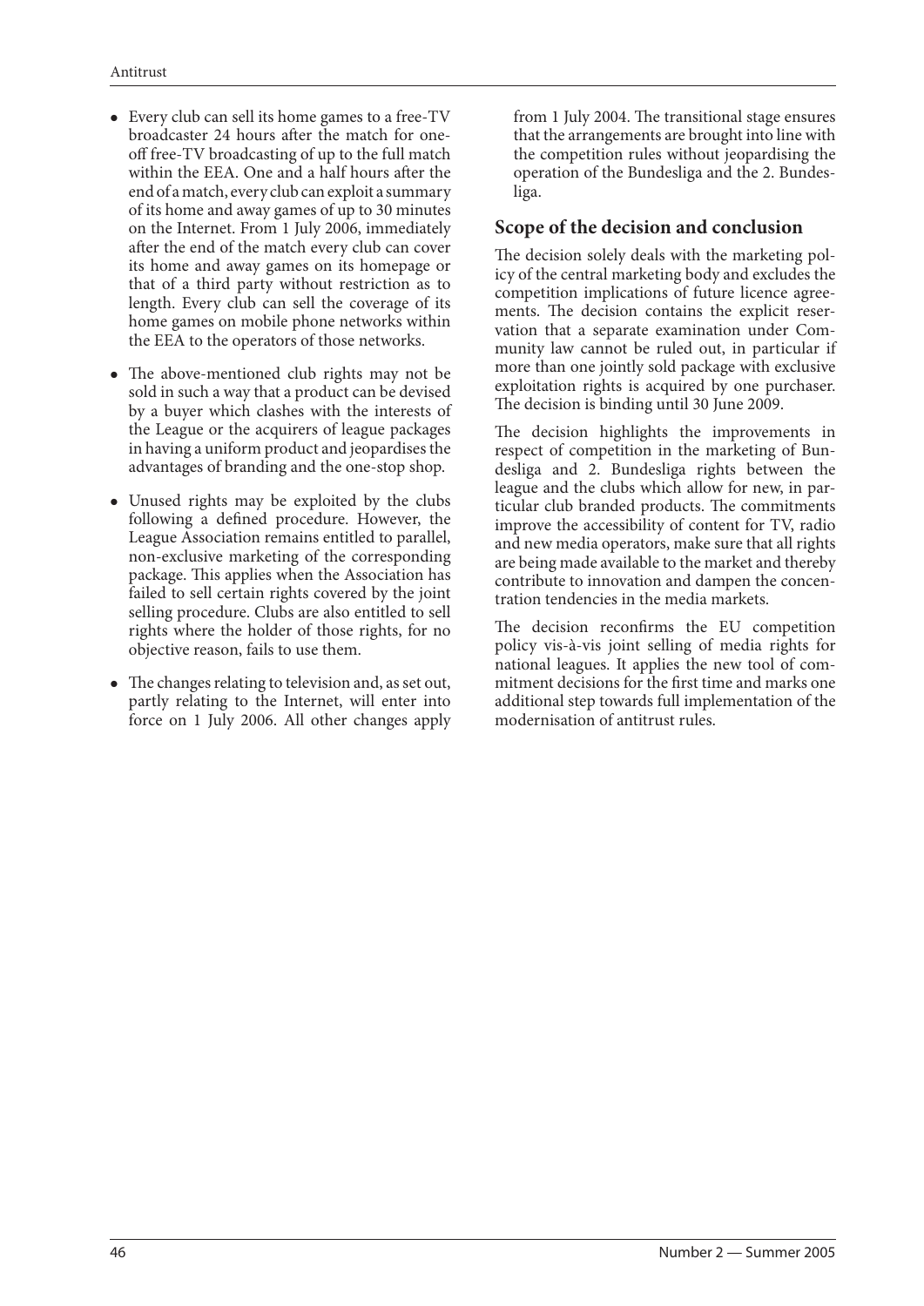- Every club can sell its home games to a free-TV broadcaster 24 hours after the match for one-off free-TV broadcasting of up to the full match within the EEA. One and a half hours after the end of a match, every club can exploit a summary of its home and away games of up to 30 minutes on the Internet. From 1 July 2006, immediately after the end of the match every club can cover its home and away games on its homepage or that of a third party without restriction as to length. Every club can sell the coverage of its home games on mobile phone networks within the EEA to the operators of those networks.
- The above-mentioned club rights may not be sold in such a way that a product can be devised by a buyer which clashes with the interests of the League or the acquirers of league packages in having a uniform product and jeopardises the advantages of branding and the one-stop shop.
- Unused rights may be exploited by the clubs following a defined procedure. However, the League Association remains entitled to parallel, non-exclusive marketing of the corresponding package. This applies when the Association has failed to sell certain rights covered by the joint selling procedure. Clubs are also entitled to sell rights where the holder of those rights, for no objective reason, fails to use them.
- The changes relating to television and, as set out, partly relating to the Internet, will enter into force on 1 July 2006. All other changes apply from 1 July 2004. The transitional stage ensures that the arrangements are brought into line with the competition rules without jeopardising the operation of the Bundesliga and the 2. Bundesliga.

## Scope of the decision and conclusion

The decision solely deals with the marketing policy of the central marketing body and excludes the competition implications of future licence agreements. The decision contains the explicit reservation that a separate examination under Community law cannot be ruled out, in particular if more than one jointly sold package with exclusive exploitation rights is acquired by one purchaser. The decision is binding until 30 June 2009.

The decision highlights the improvements in respect of competition in the marketing of Bundesliga and 2. Bundesliga rights between the league and the clubs which allow for new, in particular club branded products. The commitments improve the accessibility of content for TV, radio and new media operators, make sure that all rights are being made available to the market and thereby contribute to innovation and dampen the concentration tendencies in the media markets.

The decision reconfirms the EU competition policy vis-à-vis joint selling of media rights for national leagues. It applies the new tool of commitment decisions for the first time and marks one additional step towards full implementation of the modernisation of antitrust rules.